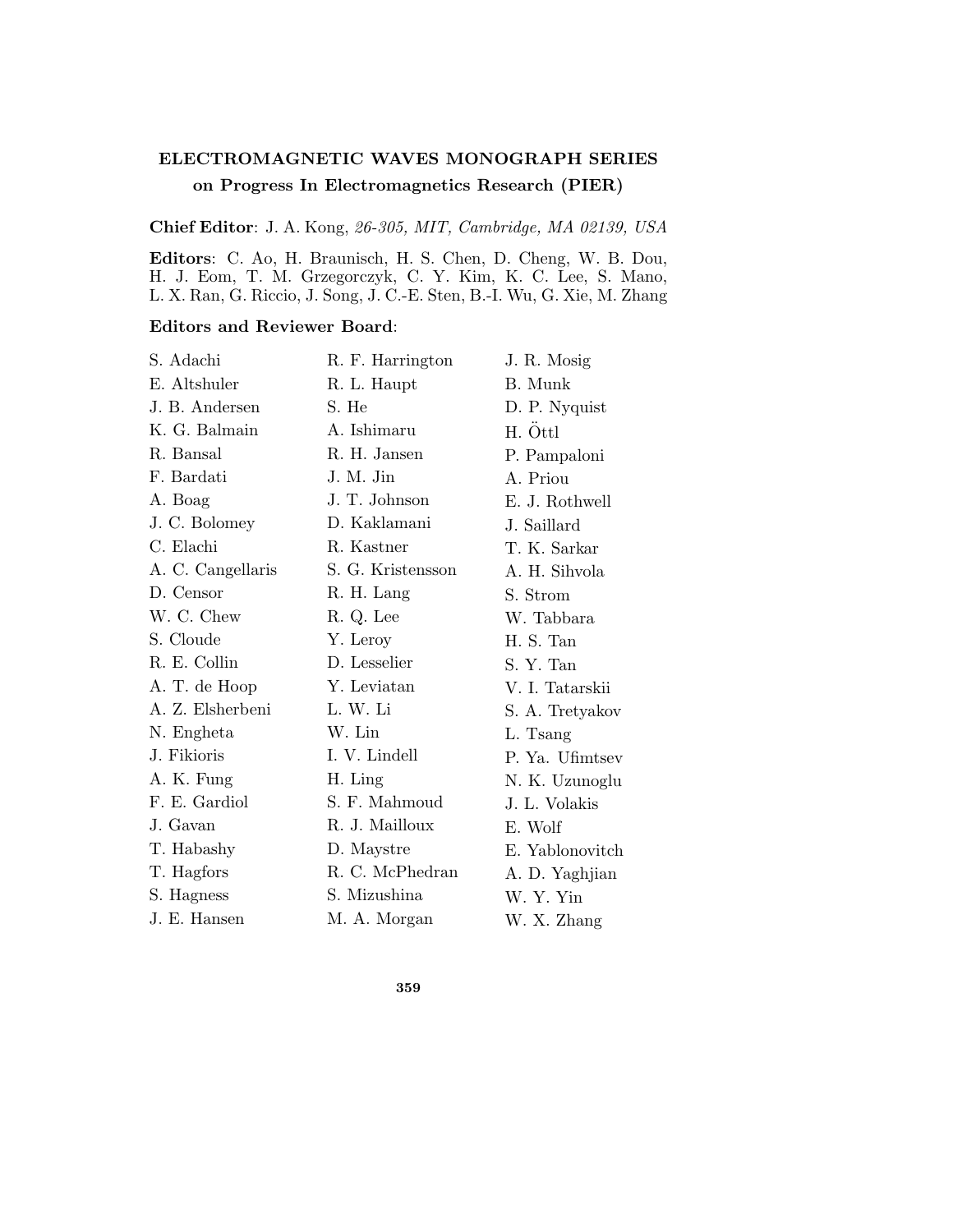# ELECTROMAGNETIC WAVES MONOGRAPH SERIES
## on Progress In Electromagnetics Research (PIER)

**Chief Editor**: J. A. Kong, *26-305, MIT, Cambridge, MA 02139, USA*

**Editors**: C. Ao, H. Braunisch, H. S. Chen, D. Cheng, W. B. Dou, H. J. Eom, T. M. Grzegorczyk, C. Y. Kim, K. C. Lee, S. Mano, L. X. Ran, G. Riccio, J. Song, J. C.-E. Sten, B.-I. Wu, G. Xie, M. Zhang

**Editors and Reviewer Board**:

S. Adachi
E. Altshuler
J. B. Andersen
K. G. Balmain
R. Bansal
F. Bardati
A. Boag
J. C. Bolomey
C. Elachi
A. C. Cangellaris
D. Censor
W. C. Chew
S. Cloude
R. E. Collin
A. T. de Hoop
A. Z. Elsherbeni
N. Engheta
J. Fikioris
A. K. Fung
F. E. Gardiol
J. Gavan
T. Habashy
T. Hagfors
S. Hagness
J. E. Hansen
R. F. Harrington
R. L. Haupt
S. He
A. Ishimaru
R. H. Jansen
J. M. Jin
J. T. Johnson
D. Kaklamani
R. Kastner
S. G. Kristensson
R. H. Lang
R. Q. Lee
Y. Leroy
D. Lesselier
Y. Leviatan
L. W. Li
W. Lin
I. V. Lindell
H. Ling
S. F. Mahmoud
R. J. Mailloux
D. Maystre
R. C. McPhedran
S. Mizushina
M. A. Morgan
J. R. Mosig
B. Munk
D. P. Nyquist
H. Öttl
P. Pampaloni
A. Priou
E. J. Rothwell
J. Saillard
T. K. Sarkar
A. H. Sihvola
S. Strom
W. Tabbara
H. S. Tan
S. Y. Tan
V. I. Tatarskii
S. A. Tretyakov
L. Tsang
P. Ya. Ufimtsev
N. K. Uzunoglu
J. L. Volakis
E. Wolf
E. Yablonovitch
A. D. Yaghjian
W. Y. Yin
W. X. Zhang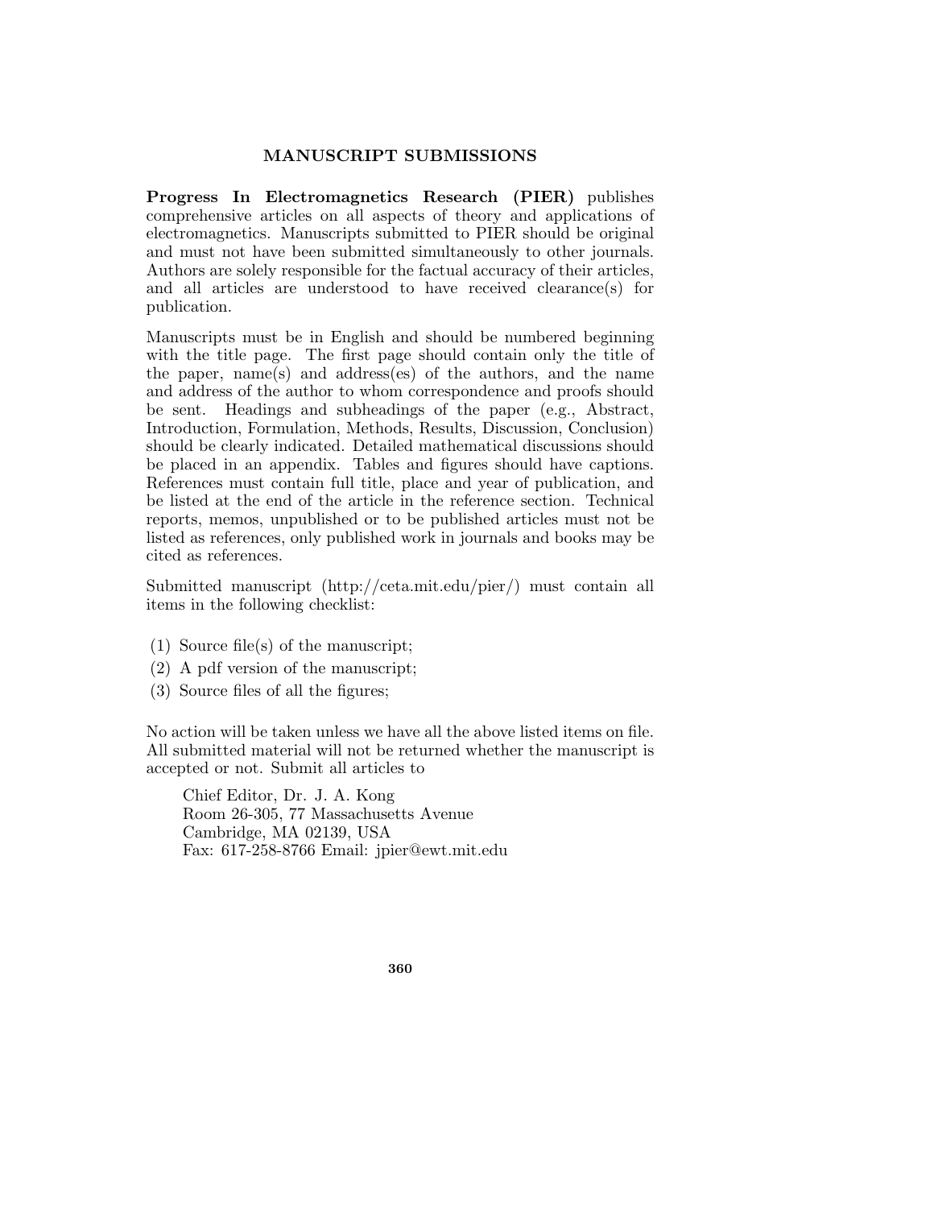## MANUSCRIPT SUBMISSIONS

**Progress In Electromagnetics Research (PIER)** publishes comprehensive articles on all aspects of theory and applications of electromagnetics. Manuscripts submitted to PIER should be original and must not have been submitted simultaneously to other journals. Authors are solely responsible for the factual accuracy of their articles, and all articles are understood to have received clearance(s) for publication.

Manuscripts must be in English and should be numbered beginning with the title page. The first page should contain only the title of the paper, name(s) and address(es) of the authors, and the name and address of the author to whom correspondence and proofs should be sent. Headings and subheadings of the paper (e.g., Abstract, Introduction, Formulation, Methods, Results, Discussion, Conclusion) should be clearly indicated. Detailed mathematical discussions should be placed in an appendix. Tables and figures should have captions. References must contain full title, place and year of publication, and be listed at the end of the article in the reference section. Technical reports, memos, unpublished or to be published articles must not be listed as references, only published work in journals and books may be cited as references.

Submitted manuscript (http://ceta.mit.edu/pier/) must contain all items in the following checklist:

(1) Source file(s) of the manuscript;
(2) A pdf version of the manuscript;
(3) Source files of all the figures;

No action will be taken unless we have all the above listed items on file. All submitted material will not be returned whether the manuscript is accepted or not. Submit all articles to

Chief Editor, Dr. J. A. Kong
Room 26-305, 77 Massachusetts Avenue
Cambridge, MA 02139, USA
Fax: 617-258-8766 Email: jpier@ewt.mit.edu